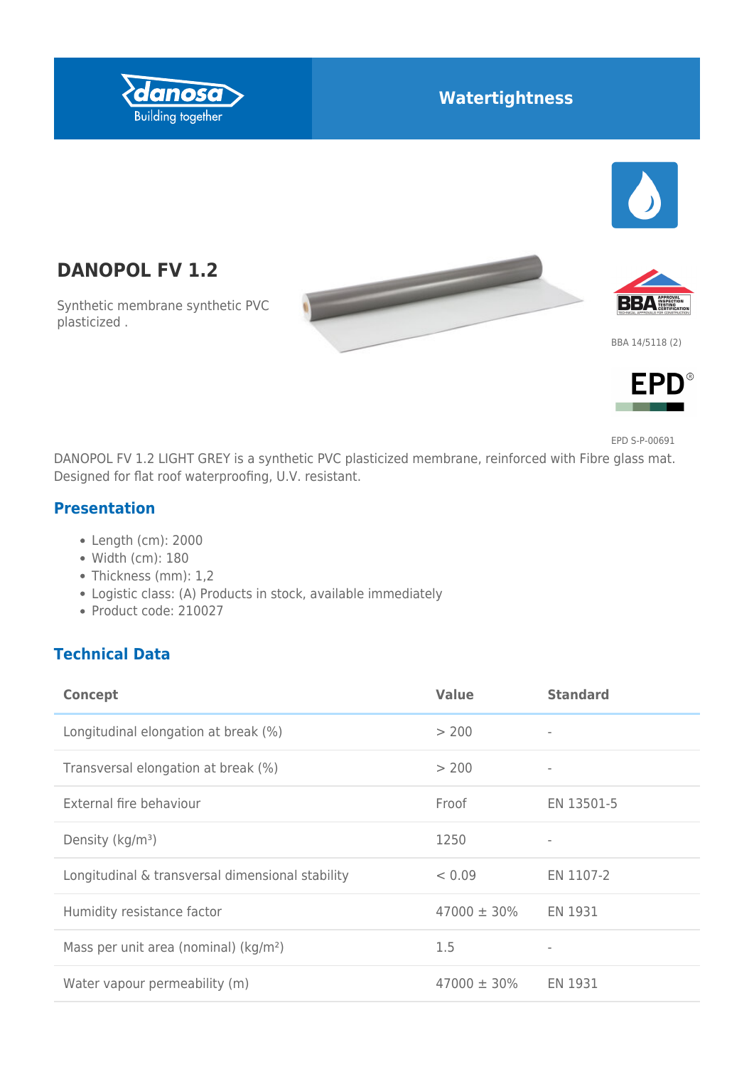Watertightness

# DANOPOL FV 1.2

Synthetic membrane synthetic PVC plasticized .

BBA 14/5118 (2)

EPD S-P-00691

DANOPOL FV 1.2 LIGHT GREY is a synthetic PVC plasticized membrane, reinforced with Fibre glass mat. Designed for flat roof waterproofing, U.V. resistant.

## Presentation

- Length (cm): 2000
- Width (cm): 180
- Thickness (mm): 1,2
- Logistic class: (A) Products in stock, available immediately
- Product code: 210027

## Technical Data

| Concept | Value | Standard |
|---|---|---|
| Longitudinal elongation at break (%) | > 200 | - |
| Transversal elongation at break (%) | > 200 | - |
| External fire behaviour | Froof | EN 13501-5 |
| Density (kg/m³) | 1250 | - |
| Longitudinal & transversal dimensional stability | < 0.09 | EN 1107-2 |
| Humidity resistance factor | 47000 ± 30% | EN 1931 |
| Mass per unit area (nominal) (kg/m²) | 1.5 | - |
| Water vapour permeability (m) | 47000 ± 30% | EN 1931 |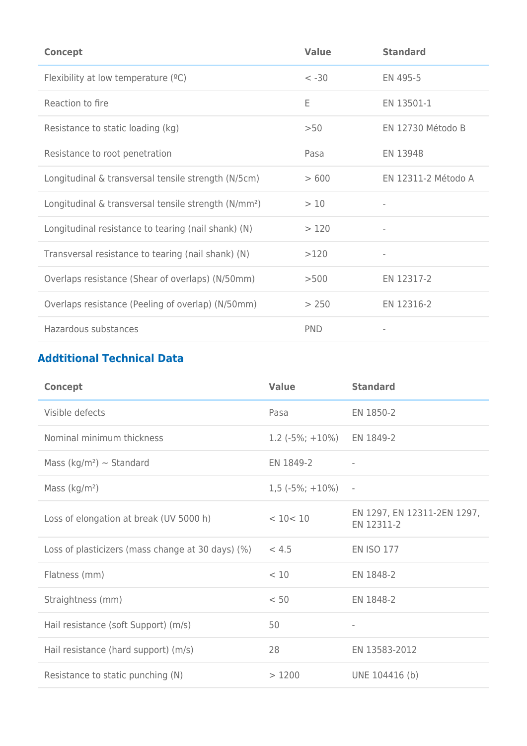| Concept | Value | Standard |
| --- | --- | --- |
| Flexibility at low temperature (ºC) | < -30 | EN 495-5 |
| Reaction to fire | E | EN 13501-1 |
| Resistance to static loading (kg) | >50 | EN 12730 Método B |
| Resistance to root penetration | Pasa | EN 13948 |
| Longitudinal & transversal tensile strength (N/5cm) | > 600 | EN 12311-2 Método A |
| Longitudinal & transversal tensile strength (N/mm²) | > 10 | - |
| Longitudinal resistance to tearing (nail shank) (N) | > 120 | - |
| Transversal resistance to tearing (nail shank) (N) | >120 | - |
| Overlaps resistance (Shear of overlaps) (N/50mm) | >500 | EN 12317-2 |
| Overlaps resistance (Peeling of overlap) (N/50mm) | > 250 | EN 12316-2 |
| Hazardous substances | PND | - |

## Addtitional Technical Data

| Concept | Value | Standard |
| --- | --- | --- |
| Visible defects | Pasa | EN 1850-2 |
| Nominal minimum thickness | 1.2 (-5%; +10%) | EN 1849-2 |
| Mass (kg/m²) ~ Standard | EN 1849-2 | - |
| Mass (kg/m²) | 1,5 (-5%; +10%) | - |
| Loss of elongation at break (UV 5000 h) | < 10< 10 | EN 1297, EN 12311-2EN 1297, EN 12311-2 |
| Loss of plasticizers (mass change at 30 days) (%) | < 4.5 | EN ISO 177 |
| Flatness (mm) | < 10 | EN 1848-2 |
| Straightness (mm) | < 50 | EN 1848-2 |
| Hail resistance (soft Support) (m/s) | 50 | - |
| Hail resistance (hard support) (m/s) | 28 | EN 13583-2012 |
| Resistance to static punching (N) | > 1200 | UNE 104416 (b) |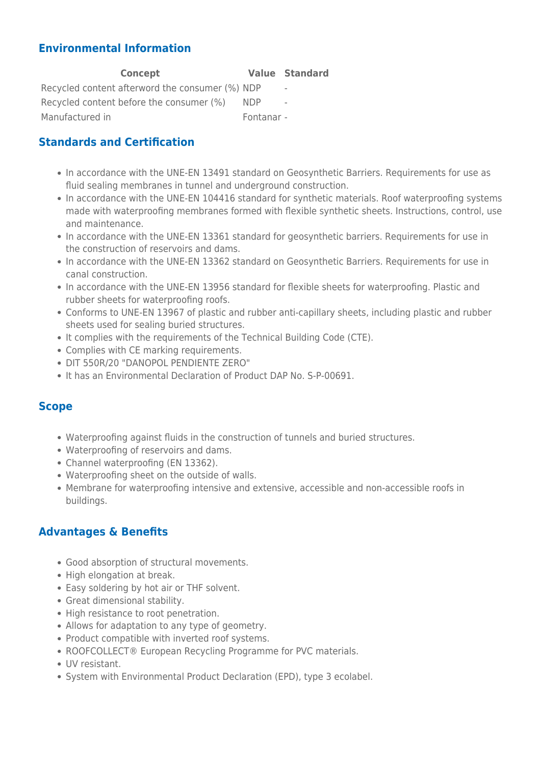## Environmental Information

| Concept | Value | Standard |
| --- | --- | --- |
| Recycled content afterword the consumer (%) | NDP | - |
| Recycled content before the consumer (%) | NDP | - |
| Manufactured in | Fontanar | - |

## Standards and Certification

- In accordance with the UNE-EN 13491 standard on Geosynthetic Barriers. Requirements for use as fluid sealing membranes in tunnel and underground construction.
- In accordance with the UNE-EN 104416 standard for synthetic materials. Roof waterproofing systems made with waterproofing membranes formed with flexible synthetic sheets. Instructions, control, use and maintenance.
- In accordance with the UNE-EN 13361 standard for geosynthetic barriers. Requirements for use in the construction of reservoirs and dams.
- In accordance with the UNE-EN 13362 standard on Geosynthetic Barriers. Requirements for use in canal construction.
- In accordance with the UNE-EN 13956 standard for flexible sheets for waterproofing. Plastic and rubber sheets for waterproofing roofs.
- Conforms to UNE-EN 13967 of plastic and rubber anti-capillary sheets, including plastic and rubber sheets used for sealing buried structures.
- It complies with the requirements of the Technical Building Code (CTE).
- Complies with CE marking requirements.
- DIT 550R/20 "DANOPOL PENDIENTE ZERO"
- It has an Environmental Declaration of Product DAP No. S-P-00691.

## Scope

- Waterproofing against fluids in the construction of tunnels and buried structures.
- Waterproofing of reservoirs and dams.
- Channel waterproofing (EN 13362).
- Waterproofing sheet on the outside of walls.
- Membrane for waterproofing intensive and extensive, accessible and non-accessible roofs in buildings.

## Advantages & Benefits

- Good absorption of structural movements.
- High elongation at break.
- Easy soldering by hot air or THF solvent.
- Great dimensional stability.
- High resistance to root penetration.
- Allows for adaptation to any type of geometry.
- Product compatible with inverted roof systems.
- ROOFCOLLECT® European Recycling Programme for PVC materials.
- UV resistant.
- System with Environmental Product Declaration (EPD), type 3 ecolabel.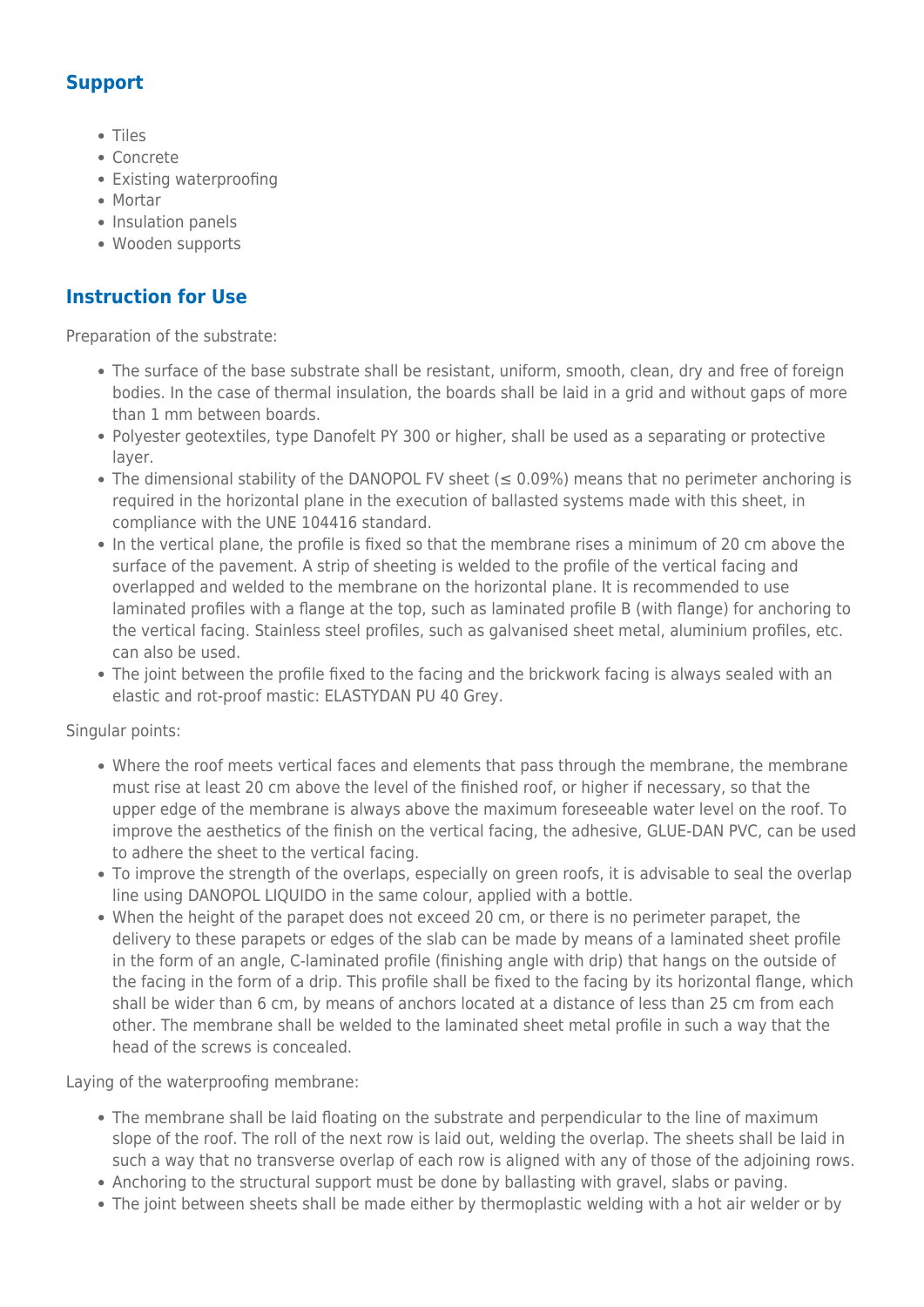## Support

- Tiles
- Concrete
- Existing waterproofing
- Mortar
- Insulation panels
- Wooden supports

## Instruction for Use

Preparation of the substrate:

- The surface of the base substrate shall be resistant, uniform, smooth, clean, dry and free of foreign bodies. In the case of thermal insulation, the boards shall be laid in a grid and without gaps of more than 1 mm between boards.
- Polyester geotextiles, type Danofelt PY 300 or higher, shall be used as a separating or protective layer.
- The dimensional stability of the DANOPOL FV sheet (≤ 0.09%) means that no perimeter anchoring is required in the horizontal plane in the execution of ballasted systems made with this sheet, in compliance with the UNE 104416 standard.
- In the vertical plane, the profile is fixed so that the membrane rises a minimum of 20 cm above the surface of the pavement. A strip of sheeting is welded to the profile of the vertical facing and overlapped and welded to the membrane on the horizontal plane. It is recommended to use laminated profiles with a flange at the top, such as laminated profile B (with flange) for anchoring to the vertical facing. Stainless steel profiles, such as galvanised sheet metal, aluminium profiles, etc. can also be used.
- The joint between the profile fixed to the facing and the brickwork facing is always sealed with an elastic and rot-proof mastic: ELASTYDAN PU 40 Grey.

Singular points:

- Where the roof meets vertical faces and elements that pass through the membrane, the membrane must rise at least 20 cm above the level of the finished roof, or higher if necessary, so that the upper edge of the membrane is always above the maximum foreseeable water level on the roof. To improve the aesthetics of the finish on the vertical facing, the adhesive, GLUE-DAN PVC, can be used to adhere the sheet to the vertical facing.
- To improve the strength of the overlaps, especially on green roofs, it is advisable to seal the overlap line using DANOPOL LIQUIDO in the same colour, applied with a bottle.
- When the height of the parapet does not exceed 20 cm, or there is no perimeter parapet, the delivery to these parapets or edges of the slab can be made by means of a laminated sheet profile in the form of an angle, C-laminated profile (finishing angle with drip) that hangs on the outside of the facing in the form of a drip. This profile shall be fixed to the facing by its horizontal flange, which shall be wider than 6 cm, by means of anchors located at a distance of less than 25 cm from each other. The membrane shall be welded to the laminated sheet metal profile in such a way that the head of the screws is concealed.

Laying of the waterproofing membrane:

- The membrane shall be laid floating on the substrate and perpendicular to the line of maximum slope of the roof. The roll of the next row is laid out, welding the overlap. The sheets shall be laid in such a way that no transverse overlap of each row is aligned with any of those of the adjoining rows.
- Anchoring to the structural support must be done by ballasting with gravel, slabs or paving.
- The joint between sheets shall be made either by thermoplastic welding with a hot air welder or by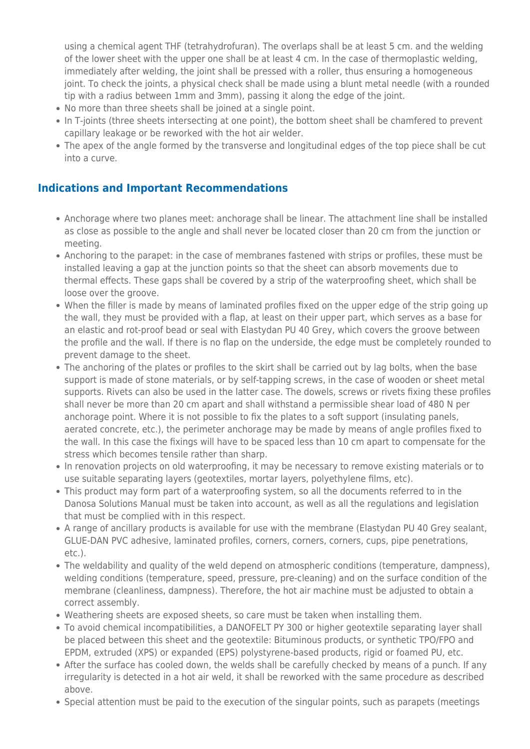using a chemical agent THF (tetrahydrofuran). The overlaps shall be at least 5 cm. and the welding of the lower sheet with the upper one shall be at least 4 cm. In the case of thermoplastic welding, immediately after welding, the joint shall be pressed with a roller, thus ensuring a homogeneous joint. To check the joints, a physical check shall be made using a blunt metal needle (with a rounded tip with a radius between 1mm and 3mm), passing it along the edge of the joint.
- No more than three sheets shall be joined at a single point.
- In T-joints (three sheets intersecting at one point), the bottom sheet shall be chamfered to prevent capillary leakage or be reworked with the hot air welder.
- The apex of the angle formed by the transverse and longitudinal edges of the top piece shall be cut into a curve.

## Indications and Important Recommendations

- Anchorage where two planes meet: anchorage shall be linear. The attachment line shall be installed as close as possible to the angle and shall never be located closer than 20 cm from the junction or meeting.
- Anchoring to the parapet: in the case of membranes fastened with strips or profiles, these must be installed leaving a gap at the junction points so that the sheet can absorb movements due to thermal effects. These gaps shall be covered by a strip of the waterproofing sheet, which shall be loose over the groove.
- When the filler is made by means of laminated profiles fixed on the upper edge of the strip going up the wall, they must be provided with a flap, at least on their upper part, which serves as a base for an elastic and rot-proof bead or seal with Elastydan PU 40 Grey, which covers the groove between the profile and the wall. If there is no flap on the underside, the edge must be completely rounded to prevent damage to the sheet.
- The anchoring of the plates or profiles to the skirt shall be carried out by lag bolts, when the base support is made of stone materials, or by self-tapping screws, in the case of wooden or sheet metal supports. Rivets can also be used in the latter case. The dowels, screws or rivets fixing these profiles shall never be more than 20 cm apart and shall withstand a permissible shear load of 480 N per anchorage point. Where it is not possible to fix the plates to a soft support (insulating panels, aerated concrete, etc.), the perimeter anchorage may be made by means of angle profiles fixed to the wall. In this case the fixings will have to be spaced less than 10 cm apart to compensate for the stress which becomes tensile rather than sharp.
- In renovation projects on old waterproofing, it may be necessary to remove existing materials or to use suitable separating layers (geotextiles, mortar layers, polyethylene films, etc).
- This product may form part of a waterproofing system, so all the documents referred to in the Danosa Solutions Manual must be taken into account, as well as all the regulations and legislation that must be complied with in this respect.
- A range of ancillary products is available for use with the membrane (Elastydan PU 40 Grey sealant, GLUE-DAN PVC adhesive, laminated profiles, corners, corners, corners, cups, pipe penetrations, etc.).
- The weldability and quality of the weld depend on atmospheric conditions (temperature, dampness), welding conditions (temperature, speed, pressure, pre-cleaning) and on the surface condition of the membrane (cleanliness, dampness). Therefore, the hot air machine must be adjusted to obtain a correct assembly.
- Weathering sheets are exposed sheets, so care must be taken when installing them.
- To avoid chemical incompatibilities, a DANOFELT PY 300 or higher geotextile separating layer shall be placed between this sheet and the geotextile: Bituminous products, or synthetic TPO/FPO and EPDM, extruded (XPS) or expanded (EPS) polystyrene-based products, rigid or foamed PU, etc.
- After the surface has cooled down, the welds shall be carefully checked by means of a punch. If any irregularity is detected in a hot air weld, it shall be reworked with the same procedure as described above.
- Special attention must be paid to the execution of the singular points, such as parapets (meetings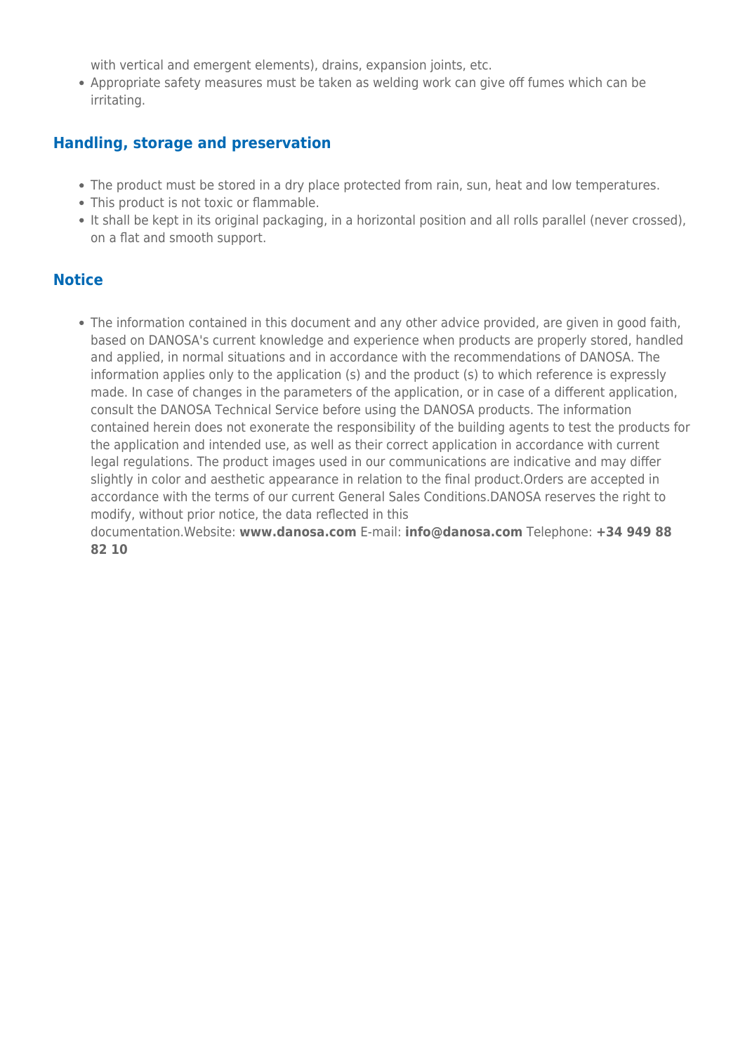with vertical and emergent elements), drains, expansion joints, etc.

- Appropriate safety measures must be taken as welding work can give off fumes which can be irritating.

## Handling, storage and preservation

- The product must be stored in a dry place protected from rain, sun, heat and low temperatures.
- This product is not toxic or flammable.
- It shall be kept in its original packaging, in a horizontal position and all rolls parallel (never crossed), on a flat and smooth support.

## Notice

- The information contained in this document and any other advice provided, are given in good faith, based on DANOSA's current knowledge and experience when products are properly stored, handled and applied, in normal situations and in accordance with the recommendations of DANOSA. The information applies only to the application (s) and the product (s) to which reference is expressly made. In case of changes in the parameters of the application, or in case of a different application, consult the DANOSA Technical Service before using the DANOSA products. The information contained herein does not exonerate the responsibility of the building agents to test the products for the application and intended use, as well as their correct application in accordance with current legal regulations. The product images used in our communications are indicative and may differ slightly in color and aesthetic appearance in relation to the final product.Orders are accepted in accordance with the terms of our current General Sales Conditions.DANOSA reserves the right to modify, without prior notice, the data reflected in this documentation.Website: **www.danosa.com** E-mail: **info@danosa.com** Telephone: **+34 949 88 82 10**